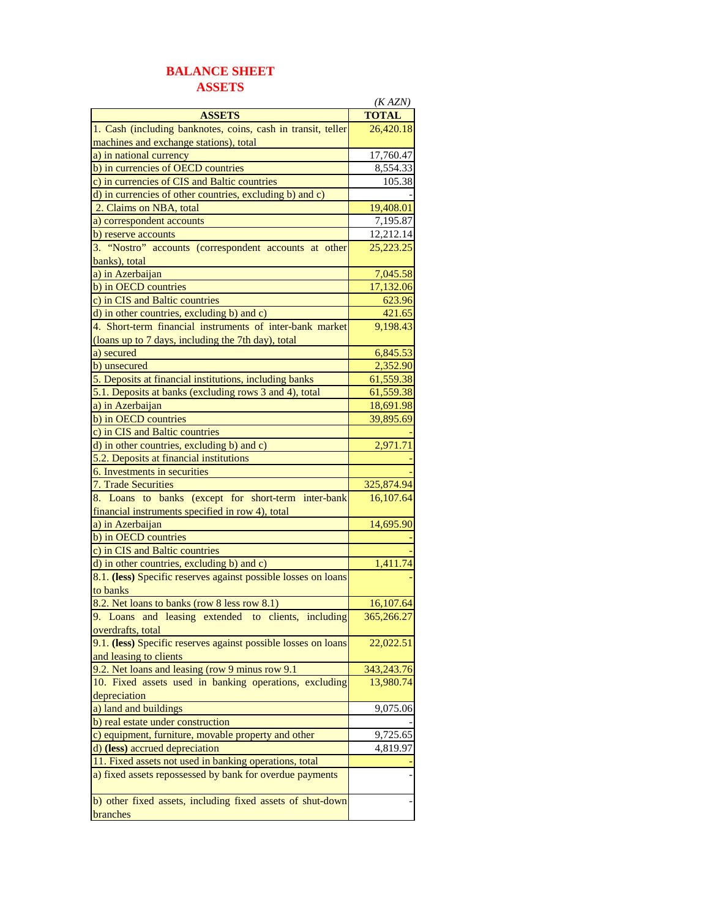# BALANCE SHEET

## ASSETS

*(K AZN)*

| ASSETS | TOTAL |
|---|---|
| 1. Cash (including banknotes, coins, cash in transit, teller machines and exchange stations), total | 26,420.18 |
| a) in national currency | 17,760.47 |
| b) in currencies of OECD countries | 8,554.33 |
| c) in currencies of CIS and Baltic countries | 105.38 |
| d) in currencies of other countries, excluding b) and c) | - |
| 2. Claims on NBA, total | 19,408.01 |
| a) correspondent accounts | 7,195.87 |
| b) reserve accounts | 12,212.14 |
| 3. “Nostro” accounts (correspondent accounts at other banks), total | 25,223.25 |
| a) in Azerbaijan | 7,045.58 |
| b) in OECD countries | 17,132.06 |
| c) in CIS and Baltic countries | 623.96 |
| d) in other countries, excluding b) and c) | 421.65 |
| 4. Short-term financial instruments of inter-bank market (loans up to 7 days, including the 7th day), total | 9,198.43 |
| a) secured | 6,845.53 |
| b) unsecured | 2,352.90 |
| 5. Deposits at financial institutions, including banks | 61,559.38 |
| 5.1. Deposits at banks (excluding rows 3 and 4), total | 61,559.38 |
| a) in Azerbaijan | 18,691.98 |
| b) in OECD countries | 39,895.69 |
| c) in CIS and Baltic countries | - |
| d) in other countries, excluding b) and c) | 2,971.71 |
| 5.2. Deposits at financial institutions | - |
| 6. Investments in securities | - |
| 7. Trade Securities | 325,874.94 |
| 8. Loans to banks (except for short-term inter-bank financial instruments specified in row 4), total | 16,107.64 |
| a) in Azerbaijan | 14,695.90 |
| b) in OECD countries | - |
| c) in CIS and Baltic countries | - |
| d) in other countries, excluding b) and c) | 1,411.74 |
| 8.1. **(less)** Specific reserves against possible losses on loans to banks | - |
| 8.2. Net loans to banks (row 8 less row 8.1) | 16,107.64 |
| 9. Loans and leasing extended to clients, including overdrafts, total | 365,266.27 |
| 9.1. **(less)** Specific reserves against possible losses on loans and leasing to clients | 22,022.51 |
| 9.2. Net loans and leasing (row 9 minus row 9.1 | 343,243.76 |
| 10. Fixed assets used in banking operations, excluding depreciation | 13,980.74 |
| a) land and buildings | 9,075.06 |
| b) real estate under construction | - |
| c) equipment, furniture, movable property and other | 9,725.65 |
| d) **(less)** accrued depreciation | 4,819.97 |
| 11. Fixed assets not used in banking operations, total | - |
| a) fixed assets repossessed by bank for overdue payments | - |
| b) other fixed assets, including fixed assets of shut-down branches | - |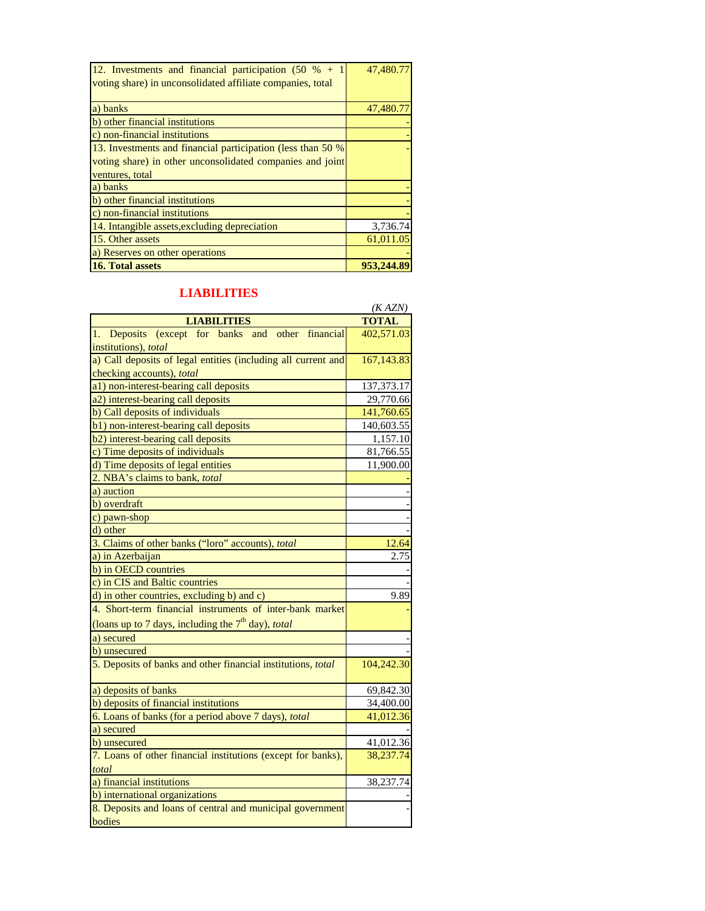| | |
|---|---|
| 12. Investments and financial participation (50 % + 1 voting share) in unconsolidated affiliate companies, total | 47,480.77 |
| a) banks | 47,480.77 |
| b) other financial institutions | - |
| c) non-financial institutions | - |
| 13. Investments and financial participation (less than 50 % voting share) in other unconsolidated companies and joint ventures, total | - |
| a) banks | - |
| b) other financial institutions | - |
| c) non-financial institutions | - |
| 14. Intangible assets,excluding depreciation | 3,736.74 |
| 15. Other assets | 61,011.05 |
| a) Reserves on other operations | - |
| **16. Total assets** | **953,244.89** |

## LIABILITIES

*(K AZN)*

| LIABILITIES | TOTAL |
|---|---|
| 1. Deposits (except for banks and other financial institutions), *total* | 402,571.03 |
| a) Call deposits of legal entities (including all current and checking accounts), *total* | 167,143.83 |
| a1) non-interest-bearing call deposits | 137,373.17 |
| a2) interest-bearing call deposits | 29,770.66 |
| b) Call deposits of individuals | 141,760.65 |
| b1) non-interest-bearing call deposits | 140,603.55 |
| b2) interest-bearing call deposits | 1,157.10 |
| c) Time deposits of individuals | 81,766.55 |
| d) Time deposits of legal entities | 11,900.00 |
| 2. NBA's claims to bank, *total* | - |
| a) auction | - |
| b) overdraft | - |
| c) pawn-shop | - |
| d) other | - |
| 3. Claims of other banks ("loro" accounts), *total* | 12.64 |
| a) in Azerbaijan | 2.75 |
| b) in OECD countries | - |
| c) in CIS and Baltic countries | - |
| d) in other countries, excluding b) and c) | 9.89 |
| 4. Short-term financial instruments of inter-bank market (loans up to 7 days, including the 7th day), *total* | - |
| a) secured | - |
| b) unsecured | - |
| 5. Deposits of banks and other financial institutions, *total* | 104,242.30 |
| a) deposits of banks | 69,842.30 |
| b) deposits of financial institutions | 34,400.00 |
| 6. Loans of banks (for a period above 7 days), *total* | 41,012.36 |
| a) secured | - |
| b) unsecured | 41,012.36 |
| 7. Loans of other financial institutions (except for banks), *total* | 38,237.74 |
| a) financial institutions | 38,237.74 |
| b) international organizations | - |
| 8. Deposits and loans of central and municipal government bodies | - |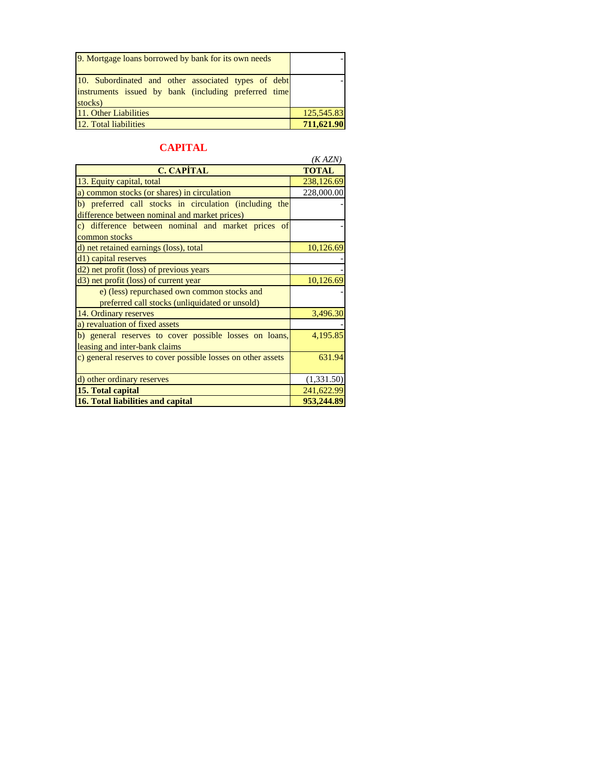| | |
|---|---|
| 9. Mortgage loans borrowed by bank for its own needs | - |
| 10. Subordinated and other associated types of debt instruments issued by bank (including preferred time stocks) | - |
| 11. Other Liabilities | 125,545.83 |
| 12. Total liabilities | **711,621.90** |

## CAPITAL

*(K AZN)*

| C. CAPİTAL | TOTAL |
|---|---|
| 13. Equity capital, total | 238,126.69 |
| a) common stocks (or shares) in circulation | 228,000.00 |
| b) preferred call stocks in circulation (including the difference between nominal and market prices) | - |
| c) difference between nominal and market prices of common stocks | - |
| d) net retained earnings (loss), total | 10,126.69 |
| d1) capital reserves | - |
| d2) net profit (loss) of previous years | - |
| d3) net profit (loss) of current year | 10,126.69 |
| e) (less) repurchased own common stocks and preferred call stocks (unliquidated or unsold) | - |
| 14. Ordinary reserves | 3,496.30 |
| a) revaluation of fixed assets | - |
| b) general reserves to cover possible losses on loans, leasing and inter-bank claims | 4,195.85 |
| c) general reserves to cover possible losses on other assets | 631.94 |
| d) other ordinary reserves | (1,331.50) |
| **15. Total capital** | 241,622.99 |
| **16. Total liabilities and capital** | **953,244.89** |